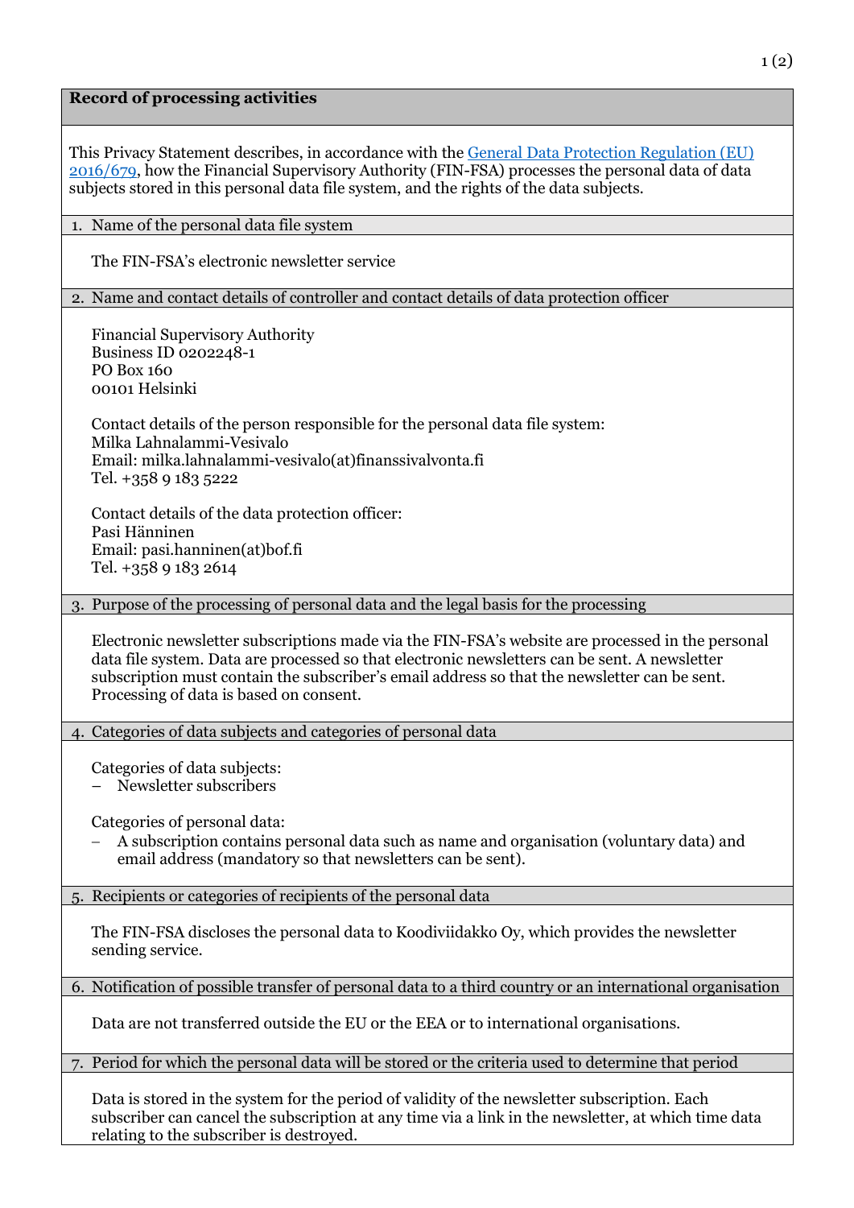# Record of processing activities

This Privacy Statement describes, in accordance with the [General Data Protection Regulation (EU) 2016/679](), how the Financial Supervisory Authority (FIN-FSA) processes the personal data of data subjects stored in this personal data file system, and the rights of the data subjects.

## 1. Name of the personal data file system

The FIN-FSA's electronic newsletter service

## 2. Name and contact details of controller and contact details of data protection officer

Financial Supervisory Authority
Business ID 0202248-1
PO Box 160
00101 Helsinki

Contact details of the person responsible for the personal data file system:
Milka Lahnalammi-Vesivalo
Email: milka.lahnalammi-vesivalo(at)finanssivalvonta.fi
Tel. +358 9 183 5222

Contact details of the data protection officer:
Pasi Hänninen
Email: pasi.hanninen(at)bof.fi
Tel. +358 9 183 2614

## 3. Purpose of the processing of personal data and the legal basis for the processing

Electronic newsletter subscriptions made via the FIN-FSA's website are processed in the personal data file system. Data are processed so that electronic newsletters can be sent. A newsletter subscription must contain the subscriber's email address so that the newsletter can be sent. Processing of data is based on consent.

## 4. Categories of data subjects and categories of personal data

Categories of data subjects:
- Newsletter subscribers

Categories of personal data:
- A subscription contains personal data such as name and organisation (voluntary data) and email address (mandatory so that newsletters can be sent).

## 5. Recipients or categories of recipients of the personal data

The FIN-FSA discloses the personal data to Koodiviidakko Oy, which provides the newsletter sending service.

## 6. Notification of possible transfer of personal data to a third country or an international organisation

Data are not transferred outside the EU or the EEA or to international organisations.

## 7. Period for which the personal data will be stored or the criteria used to determine that period

Data is stored in the system for the period of validity of the newsletter subscription. Each subscriber can cancel the subscription at any time via a link in the newsletter, at which time data relating to the subscriber is destroyed.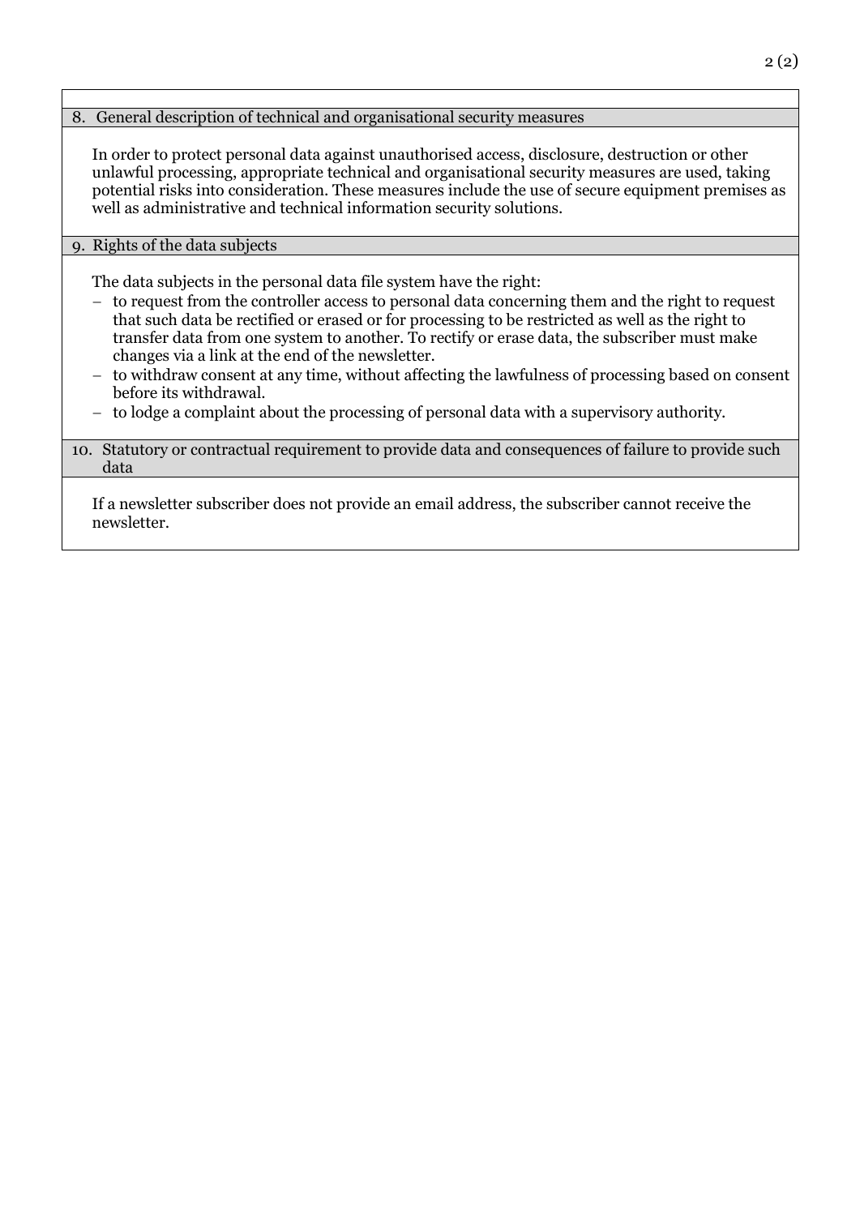## 8. General description of technical and organisational security measures

In order to protect personal data against unauthorised access, disclosure, destruction or other unlawful processing, appropriate technical and organisational security measures are used, taking potential risks into consideration. These measures include the use of secure equipment premises as well as administrative and technical information security solutions.

## 9. Rights of the data subjects

The data subjects in the personal data file system have the right:

- to request from the controller access to personal data concerning them and the right to request that such data be rectified or erased or for processing to be restricted as well as the right to transfer data from one system to another. To rectify or erase data, the subscriber must make changes via a link at the end of the newsletter.
- to withdraw consent at any time, without affecting the lawfulness of processing based on consent before its withdrawal.
- to lodge a complaint about the processing of personal data with a supervisory authority.

## 10. Statutory or contractual requirement to provide data and consequences of failure to provide such data

If a newsletter subscriber does not provide an email address, the subscriber cannot receive the newsletter.